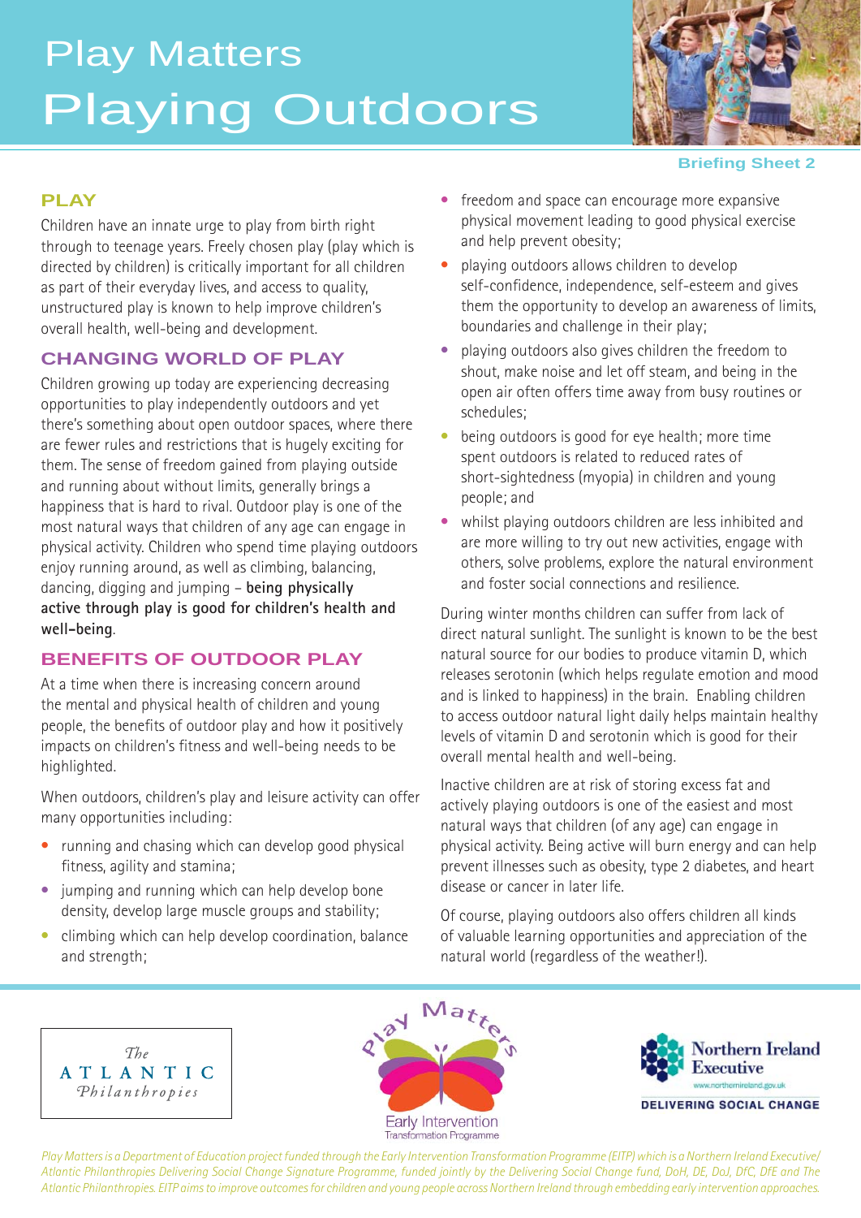# Play Matters
# Playing Outdoors

Briefing Sheet 2

## PLAY

Children have an innate urge to play from birth right through to teenage years. Freely chosen play (play which is directed by children) is critically important for all children as part of their everyday lives, and access to quality, unstructured play is known to help improve children's overall health, well-being and development.

## CHANGING WORLD OF PLAY

Children growing up today are experiencing decreasing opportunities to play independently outdoors and yet there's something about open outdoor spaces, where there are fewer rules and restrictions that is hugely exciting for them. The sense of freedom gained from playing outside and running about without limits, generally brings a happiness that is hard to rival. Outdoor play is one of the most natural ways that children of any age can engage in physical activity. Children who spend time playing outdoors enjoy running around, as well as climbing, balancing, dancing, digging and jumping – **being physically active through play is good for children's health and well-being**.

## BENEFITS OF OUTDOOR PLAY

At a time when there is increasing concern around the mental and physical health of children and young people, the benefits of outdoor play and how it positively impacts on children's fitness and well-being needs to be highlighted.

When outdoors, children's play and leisure activity can offer many opportunities including:

- running and chasing which can develop good physical fitness, agility and stamina;
- jumping and running which can help develop bone density, develop large muscle groups and stability;
- climbing which can help develop coordination, balance and strength;
- freedom and space can encourage more expansive physical movement leading to good physical exercise and help prevent obesity;
- playing outdoors allows children to develop self-confidence, independence, self-esteem and gives them the opportunity to develop an awareness of limits, boundaries and challenge in their play;
- playing outdoors also gives children the freedom to shout, make noise and let off steam, and being in the open air often offers time away from busy routines or schedules;
- being outdoors is good for eye health; more time spent outdoors is related to reduced rates of short-sightedness (myopia) in children and young people; and
- whilst playing outdoors children are less inhibited and are more willing to try out new activities, engage with others, solve problems, explore the natural environment and foster social connections and resilience.

During winter months children can suffer from lack of direct natural sunlight. The sunlight is known to be the best natural source for our bodies to produce vitamin D, which releases serotonin (which helps regulate emotion and mood and is linked to happiness) in the brain. Enabling children to access outdoor natural light daily helps maintain healthy levels of vitamin D and serotonin which is good for their overall mental health and well-being.

Inactive children are at risk of storing excess fat and actively playing outdoors is one of the easiest and most natural ways that children (of any age) can engage in physical activity. Being active will burn energy and can help prevent illnesses such as obesity, type 2 diabetes, and heart disease or cancer in later life.

Of course, playing outdoors also offers children all kinds of valuable learning opportunities and appreciation of the natural world (regardless of the weather!).

The ATLANTIC Philanthropies

Play Matters — Early Intervention Transformation Programme

Northern Ireland Executive — www.northernireland.gov.uk — DELIVERING SOCIAL CHANGE

*Play Matters is a Department of Education project funded through the Early Intervention Transformation Programme (EITP) which is a Northern Ireland Executive/ Atlantic Philanthropies Delivering Social Change Signature Programme, funded jointly by the Delivering Social Change fund, DoH, DE, DoJ, DfC, DfE and The Atlantic Philanthropies. EITP aims to improve outcomes for children and young people across Northern Ireland through embedding early intervention approaches.*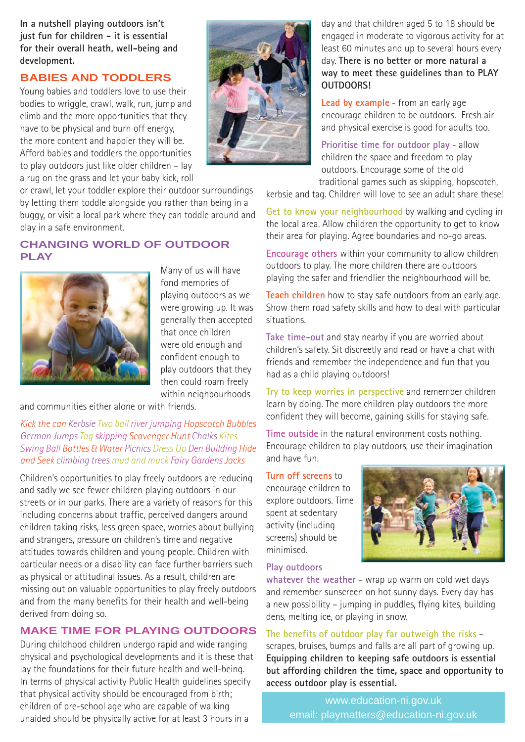**In a nutshell playing outdoors isn't just fun for children – it is essential for their overall heath, well-being and development.**

## BABIES AND TODDLERS

Young babies and toddlers love to use their bodies to wriggle, crawl, walk, run, jump and climb and the more opportunities that they have to be physical and burn off energy, the more content and happier they will be. Afford babies and toddlers the opportunities to play outdoors just like older children – lay a rug on the grass and let your baby kick, roll or crawl, let your toddler explore their outdoor surroundings by letting them toddle alongside you rather than being in a buggy, or visit a local park where they can toddle around and play in a safe environment.

## CHANGING WORLD OF OUTDOOR PLAY

Many of us will have fond memories of playing outdoors as we were growing up. It was generally then accepted that once children were old enough and confident enough to play outdoors that they then could roam freely within neighbourhoods and communities either alone or with friends.

*Kick the can Kerbsie Two ball river jumping Hopscotch Bubbles German Jumps Tag skipping Scavenger Hunt Chalks Kites Swing Ball Bottles & Water Picnics Dress Up Den Building Hide and Seek climbing trees mud and muck Fairy Gardens Jacks*

Children's opportunities to play freely outdoors are reducing and sadly we see fewer children playing outdoors in our streets or in our parks. There are a variety of reasons for this including concerns about traffic, perceived dangers around children taking risks, less green space, worries about bullying and strangers, pressure on children's time and negative attitudes towards children and young people. Children with particular needs or a disability can face further barriers such as physical or attitudinal issues. As a result, children are missing out on valuable opportunities to play freely outdoors and from the many benefits for their health and well-being derived from doing so.

## MAKE TIME FOR PLAYING OUTDOORS

During childhood children undergo rapid and wide ranging physical and psychological developments and it is these that lay the foundations for their future health and well-being. In terms of physical activity Public Health guidelines specify that physical activity should be encouraged from birth; children of pre-school age who are capable of walking unaided should be physically active for at least 3 hours in a day and that children aged 5 to 18 should be engaged in moderate to vigorous activity for at least 60 minutes and up to several hours every day. **There is no better or more natural a way to meet these guidelines than to PLAY OUTDOORS!**

**Lead by example** - from an early age encourage children to be outdoors. Fresh air and physical exercise is good for adults too.

**Prioritise time for outdoor play** - allow children the space and freedom to play outdoors. Encourage some of the old traditional games such as skipping, hopscotch, kerbsie and tag. Children will love to see an adult share these!

**Get to know your neighbourhood** by walking and cycling in the local area. Allow children the opportunity to get to know their area for playing. Agree boundaries and no-go areas.

**Encourage others** within your community to allow children outdoors to play. The more children there are outdoors playing the safer and friendlier the neighbourhood will be.

**Teach children** how to stay safe outdoors from an early age. Show them road safety skills and how to deal with particular situations.

**Take time-out** and stay nearby if you are worried about children's safety. Sit discreetly and read or have a chat with friends and remember the independence and fun that you had as a child playing outdoors!

**Try to keep worries in perspective** and remember children learn by doing. The more children play outdoors the more confident they will become, gaining skills for staying safe.

**Time outside** in the natural environment costs nothing. Encourage children to play outdoors, use their imagination and have fun.

**Turn off screens** to encourage children to explore outdoors. Time spent at sedentary activity (including screens) should be minimised.

**Play outdoors whatever the weather** – wrap up warm on cold wet days and remember sunscreen on hot sunny days. Every day has a new possibility – jumping in puddles, flying kites, building dens, melting ice, or playing in snow.

**The benefits of outdoor play far outweigh the risks** – scrapes, bruises, bumps and falls are all part of growing up. **Equipping children to keeping safe outdoors is essential but affording children the time, space and opportunity to access outdoor play is essential.**

www.education-ni.gov.uk
email: playmatters@education-ni.gov.uk